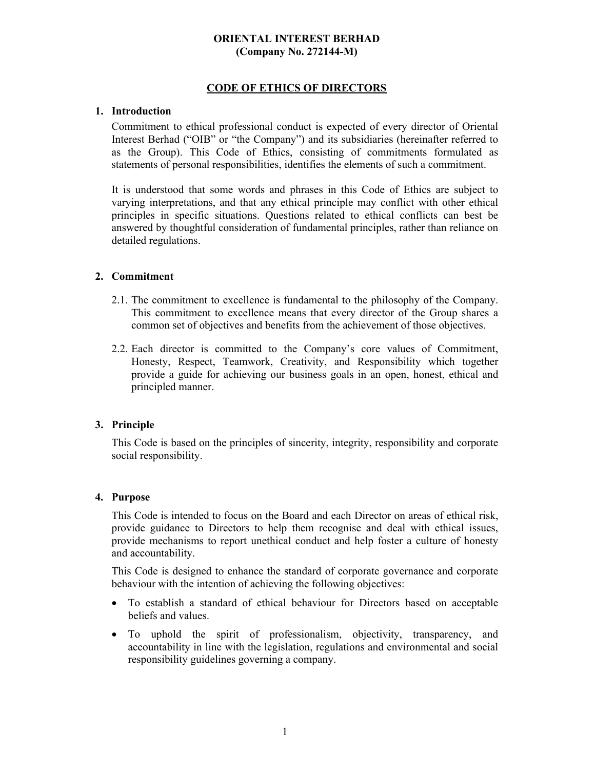**ORIENTAL INTEREST BERHAD**
**(Company No. 272144-M)**

# CODE OF ETHICS OF DIRECTORS

## 1. Introduction

Commitment to ethical professional conduct is expected of every director of Oriental Interest Berhad ("OIB" or "the Company") and its subsidiaries (hereinafter referred to as the Group). This Code of Ethics, consisting of commitments formulated as statements of personal responsibilities, identifies the elements of such a commitment.

It is understood that some words and phrases in this Code of Ethics are subject to varying interpretations, and that any ethical principle may conflict with other ethical principles in specific situations. Questions related to ethical conflicts can best be answered by thoughtful consideration of fundamental principles, rather than reliance on detailed regulations.

## 2. Commitment

2.1. The commitment to excellence is fundamental to the philosophy of the Company. This commitment to excellence means that every director of the Group shares a common set of objectives and benefits from the achievement of those objectives.

2.2. Each director is committed to the Company's core values of Commitment, Honesty, Respect, Teamwork, Creativity, and Responsibility which together provide a guide for achieving our business goals in an open, honest, ethical and principled manner.

## 3. Principle

This Code is based on the principles of sincerity, integrity, responsibility and corporate social responsibility.

## 4. Purpose

This Code is intended to focus on the Board and each Director on areas of ethical risk, provide guidance to Directors to help them recognise and deal with ethical issues, provide mechanisms to report unethical conduct and help foster a culture of honesty and accountability.

This Code is designed to enhance the standard of corporate governance and corporate behaviour with the intention of achieving the following objectives:

- To establish a standard of ethical behaviour for Directors based on acceptable beliefs and values.
- To uphold the spirit of professionalism, objectivity, transparency, and accountability in line with the legislation, regulations and environmental and social responsibility guidelines governing a company.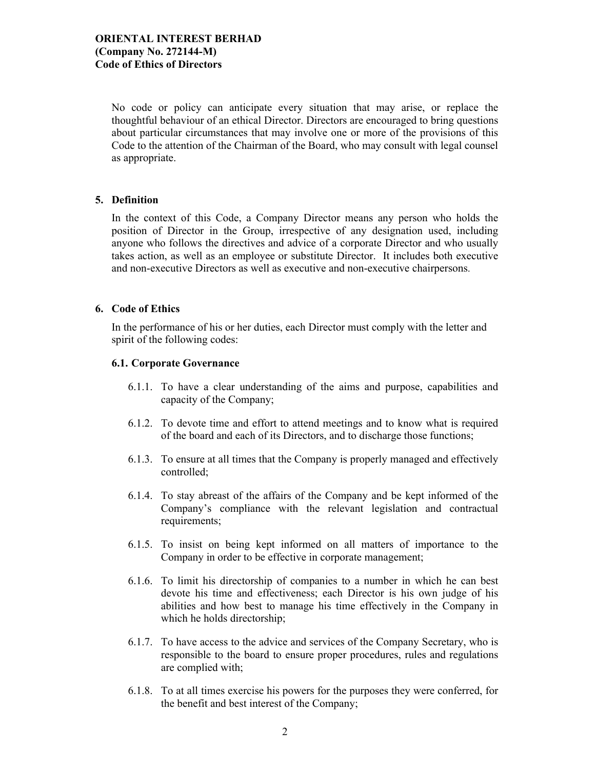No code or policy can anticipate every situation that may arise, or replace the thoughtful behaviour of an ethical Director. Directors are encouraged to bring questions about particular circumstances that may involve one or more of the provisions of this Code to the attention of the Chairman of the Board, who may consult with legal counsel as appropriate.

## 5. Definition

In the context of this Code, a Company Director means any person who holds the position of Director in the Group, irrespective of any designation used, including anyone who follows the directives and advice of a corporate Director and who usually takes action, as well as an employee or substitute Director. It includes both executive and non-executive Directors as well as executive and non-executive chairpersons.

## 6. Code of Ethics

In the performance of his or her duties, each Director must comply with the letter and spirit of the following codes:

### 6.1. Corporate Governance

6.1.1. To have a clear understanding of the aims and purpose, capabilities and capacity of the Company;

6.1.2. To devote time and effort to attend meetings and to know what is required of the board and each of its Directors, and to discharge those functions;

6.1.3. To ensure at all times that the Company is properly managed and effectively controlled;

6.1.4. To stay abreast of the affairs of the Company and be kept informed of the Company's compliance with the relevant legislation and contractual requirements;

6.1.5. To insist on being kept informed on all matters of importance to the Company in order to be effective in corporate management;

6.1.6. To limit his directorship of companies to a number in which he can best devote his time and effectiveness; each Director is his own judge of his abilities and how best to manage his time effectively in the Company in which he holds directorship;

6.1.7. To have access to the advice and services of the Company Secretary, who is responsible to the board to ensure proper procedures, rules and regulations are complied with;

6.1.8. To at all times exercise his powers for the purposes they were conferred, for the benefit and best interest of the Company;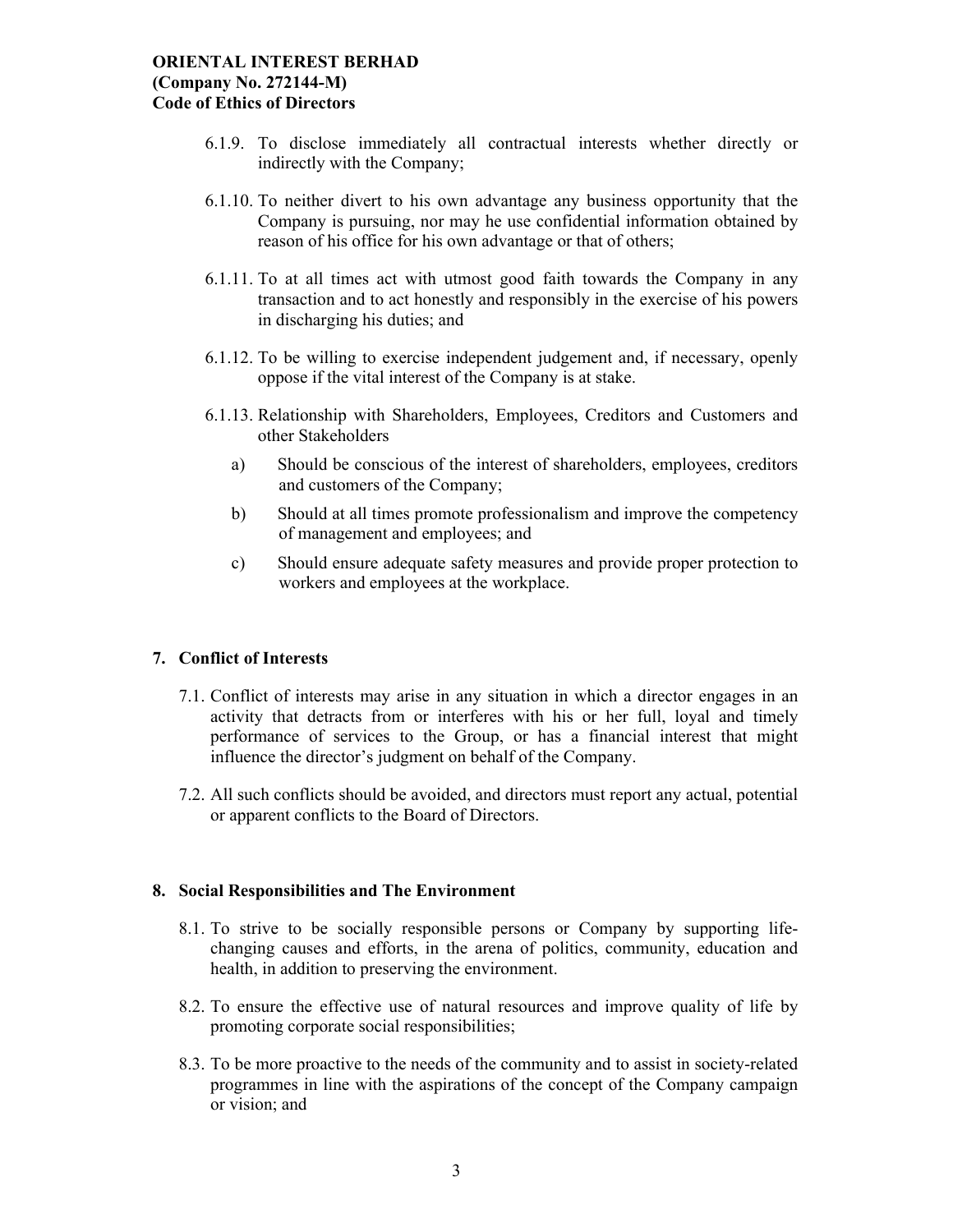6.1.9. To disclose immediately all contractual interests whether directly or indirectly with the Company;

6.1.10. To neither divert to his own advantage any business opportunity that the Company is pursuing, nor may he use confidential information obtained by reason of his office for his own advantage or that of others;

6.1.11. To at all times act with utmost good faith towards the Company in any transaction and to act honestly and responsibly in the exercise of his powers in discharging his duties; and

6.1.12. To be willing to exercise independent judgement and, if necessary, openly oppose if the vital interest of the Company is at stake.

6.1.13. Relationship with Shareholders, Employees, Creditors and Customers and other Stakeholders

a) Should be conscious of the interest of shareholders, employees, creditors and customers of the Company;

b) Should at all times promote professionalism and improve the competency of management and employees; and

c) Should ensure adequate safety measures and provide proper protection to workers and employees at the workplace.

## 7. Conflict of Interests

7.1. Conflict of interests may arise in any situation in which a director engages in an activity that detracts from or interferes with his or her full, loyal and timely performance of services to the Group, or has a financial interest that might influence the director's judgment on behalf of the Company.

7.2. All such conflicts should be avoided, and directors must report any actual, potential or apparent conflicts to the Board of Directors.

## 8. Social Responsibilities and The Environment

8.1. To strive to be socially responsible persons or Company by supporting life-changing causes and efforts, in the arena of politics, community, education and health, in addition to preserving the environment.

8.2. To ensure the effective use of natural resources and improve quality of life by promoting corporate social responsibilities;

8.3. To be more proactive to the needs of the community and to assist in society-related programmes in line with the aspirations of the concept of the Company campaign or vision; and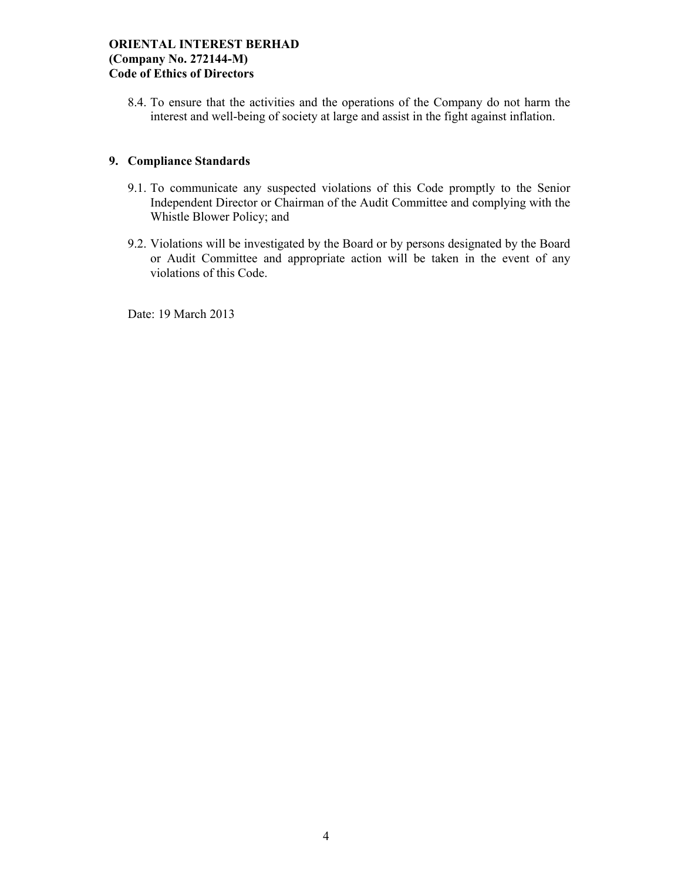8.4. To ensure that the activities and the operations of the Company do not harm the interest and well-being of society at large and assist in the fight against inflation.

## 9. Compliance Standards

9.1. To communicate any suspected violations of this Code promptly to the Senior Independent Director or Chairman of the Audit Committee and complying with the Whistle Blower Policy; and

9.2. Violations will be investigated by the Board or by persons designated by the Board or Audit Committee and appropriate action will be taken in the event of any violations of this Code.

Date: 19 March 2013